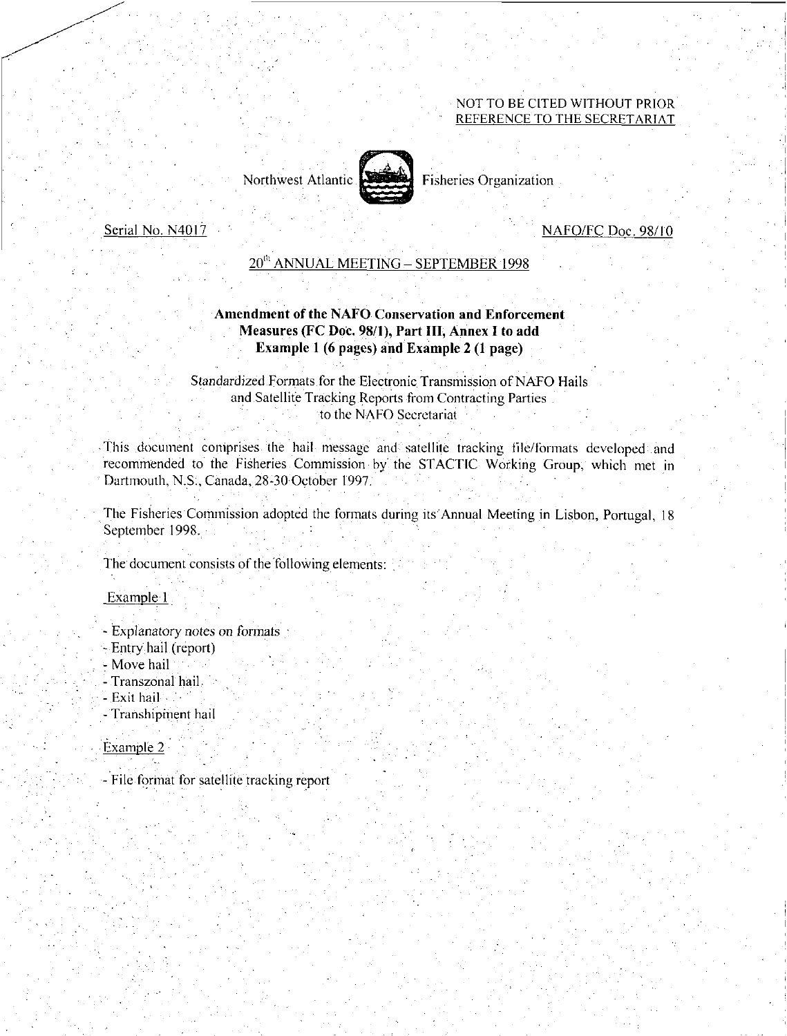NOT TO BE CITED WITHOUT PRIOR
REFERENCE TO THE SECRETARIAT

Northwest Atlantic Fisheries Organization

Serial No. N4017

NAFO/FC Doc. 98/10

## 20th ANNUAL MEETING – SEPTEMBER 1998

### Amendment of the NAFO Conservation and Enforcement Measures (FC Doc. 98/1), Part III, Annex I to add Example 1 (6 pages) and Example 2 (1 page)

Standardized Formats for the Electronic Transmission of NAFO Hails and Satellite Tracking Reports from Contracting Parties to the NAFO Secretariat

This document comprises the hail message and satellite tracking file/formats developed and recommended to the Fisheries Commission by the STACTIC Working Group, which met in Dartmouth, N.S., Canada, 28-30 October 1997.

The Fisheries Commission adopted the formats during its Annual Meeting in Lisbon, Portugal, 18 September 1998.

The document consists of the following elements:

Example 1

- Explanatory notes on formats
- Entry hail (report)
- Move hail
- Transzonal hail
- Exit hail
- Transhipment hail

Example 2

- File format for satellite tracking report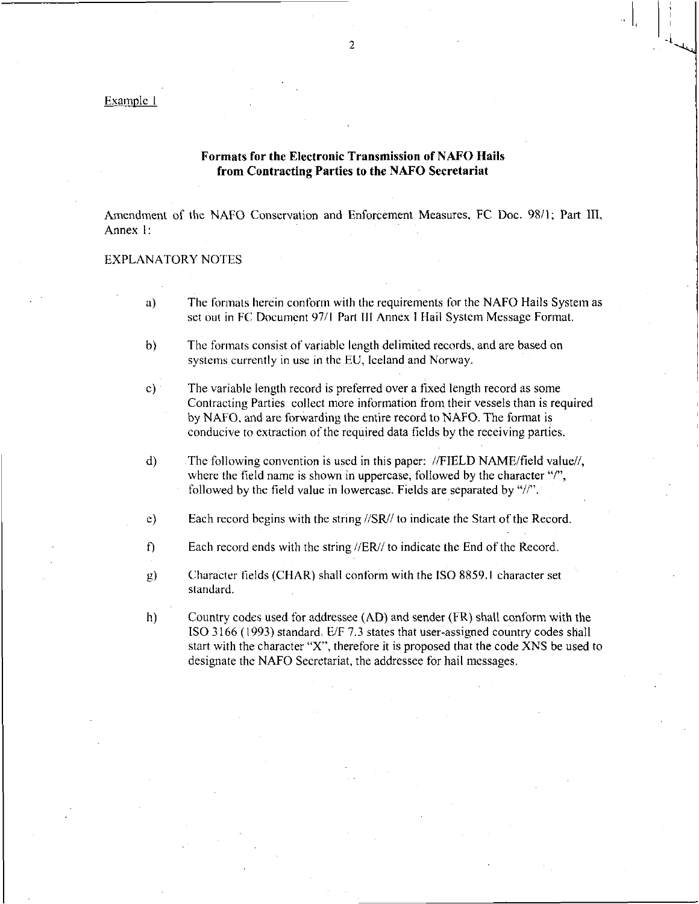Example 1

## Formats for the Electronic Transmission of NAFO Hails from Contracting Parties to the NAFO Secretariat

Amendment of the NAFO Conservation and Enforcement Measures, FC Doc. 98/1; Part III, Annex 1:

EXPLANATORY NOTES

a) The formats herein conform with the requirements for the NAFO Hails System as set out in FC Document 97/1 Part III Annex I Hail System Message Format.

b) The formats consist of variable length delimited records, and are based on systems currently in use in the EU, Iceland and Norway.

c) The variable length record is preferred over a fixed length record as some Contracting Parties collect more information from their vessels than is required by NAFO, and are forwarding the entire record to NAFO. The format is conducive to extraction of the required data fields by the receiving parties.

d) The following convention is used in this paper: //FIELD NAME/field value//, where the field name is shown in uppercase, followed by the character "/", followed by the field value in lowercase. Fields are separated by "//".

e) Each record begins with the string //SR// to indicate the Start of the Record.

f) Each record ends with the string //ER// to indicate the End of the Record.

g) Character fields (CHAR) shall conform with the ISO 8859.1 character set standard.

h) Country codes used for addressee (AD) and sender (FR) shall conform with the ISO 3166 (1993) standard. E/F 7.3 states that user-assigned country codes shall start with the character "X", therefore it is proposed that the code XNS be used to designate the NAFO Secretariat, the addressee for hail messages.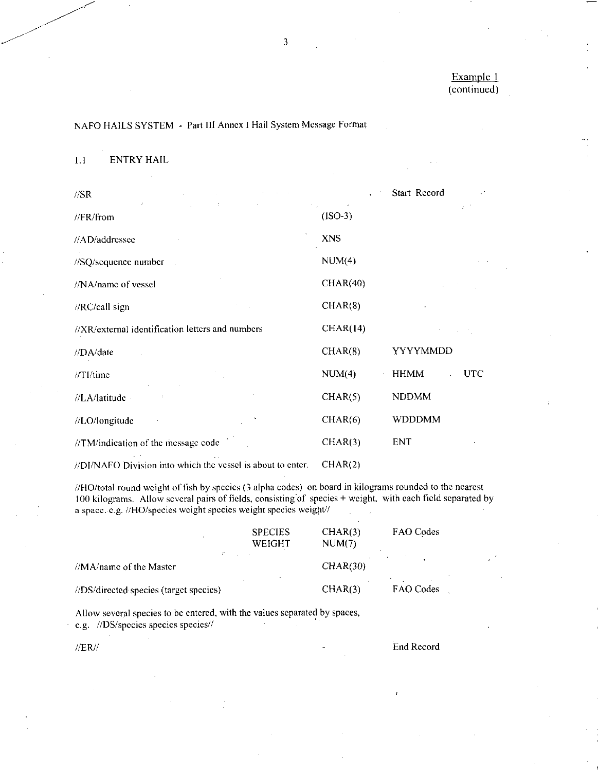Example 1
(continued)

NAFO HAILS SYSTEM - Part III Annex I Hail System Message Format

## 1.1 ENTRY HAIL

| | | |
|---|---|---|
| //SR | | Start Record |
| //FR/from | (ISO-3) | |
| //AD/addressee | XNS | |
| //SQ/sequence number | NUM(4) | |
| //NA/name of vessel | CHAR(40) | |
| //RC/call sign | CHAR(8) | |
| //XR/external identification letters and numbers | CHAR(14) | |
| //DA/date | CHAR(8) | YYYYMMDD |
| //TI/time | NUM(4) | HHMM UTC |
| //LA/latitude | CHAR(5) | NDDMM |
| //LO/longitude | CHAR(6) | WDDDMM |
| //TM/indication of the message code | CHAR(3) | ENT |
| //DI/NAFO Division into which the vessel is about to enter. | CHAR(2) | |

//HO/total round weight of fish by species (3 alpha codes) on board in kilograms rounded to the nearest 100 kilograms. Allow several pairs of fields, consisting of species + weight, with each field separated by a space. e.g. //HO/species weight species weight species weight//

| | | |
|---|---|---|
| SPECIES | CHAR(3) | FAO Codes |
| WEIGHT | NUM(7) | |

| | | |
|---|---|---|
| //MA/name of the Master | CHAR(30) | |
| //DS/directed species (target species) | CHAR(3) | FAO Codes |

Allow several species to be entered, with the values separated by spaces, e.g. //DS/species species species//

| | | |
|---|---|---|
| //ER// | - | End Record |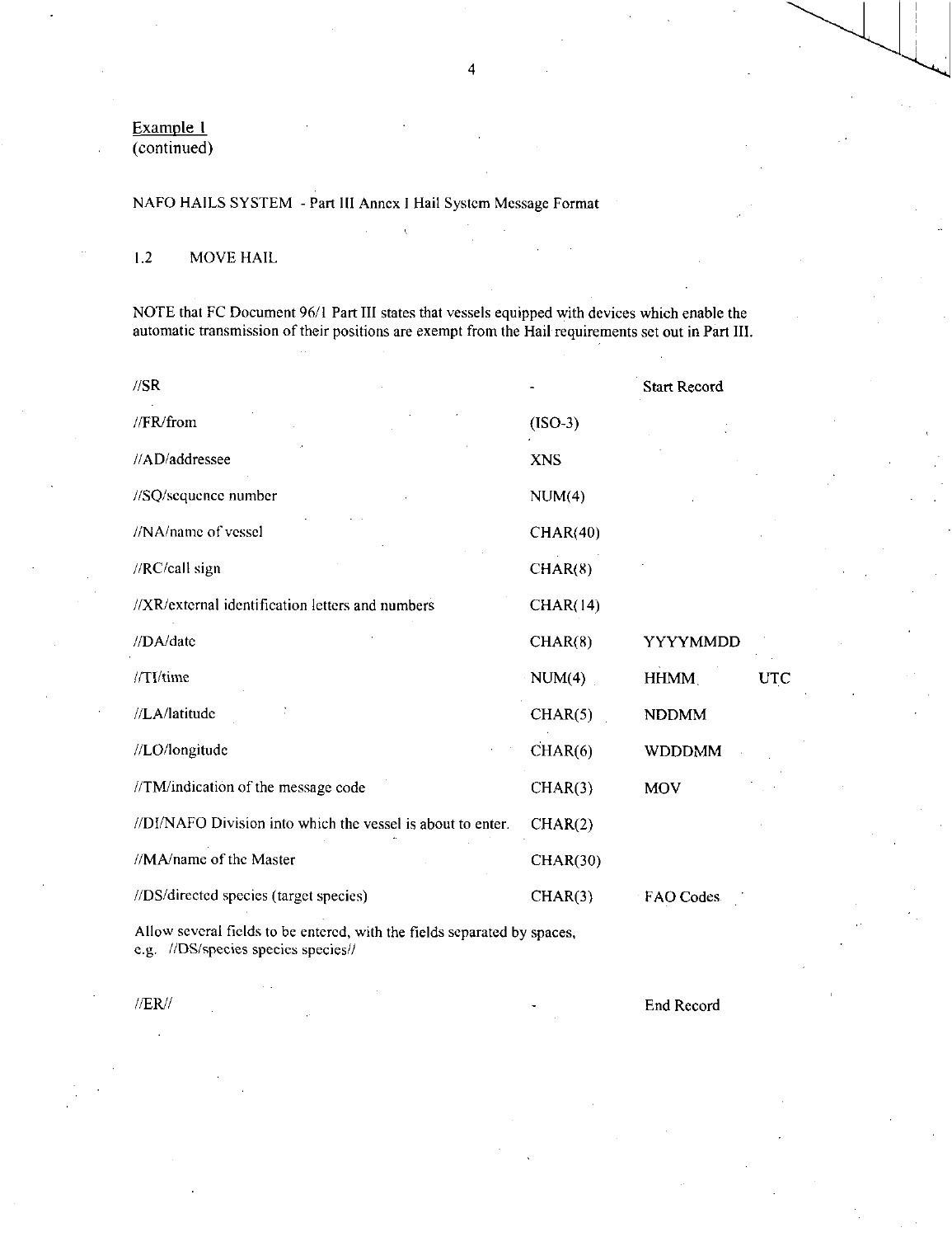<u>Example 1</u>
(continued)

NAFO HAILS SYSTEM - Part III Annex I Hail System Message Format

## 1.2 MOVE HAIL

NOTE that FC Document 96/1 Part III states that vessels equipped with devices which enable the automatic transmission of their positions are exempt from the Hail requirements set out in Part III.

| | | | |
|---|---|---|---|
| //SR | - | Start Record | |
| //FR/from | (ISO-3) | | |
| //AD/addressee | XNS | | |
| //SQ/sequence number | NUM(4) | | |
| //NA/name of vessel | CHAR(40) | | |
| //RC/call sign | CHAR(8) | | |
| //XR/external identification letters and numbers | CHAR(14) | | |
| //DA/date | CHAR(8) | YYYYMMDD | |
| //TI/time | NUM(4) | HHMM | UTC |
| //LA/latitude | CHAR(5) | NDDMM | |
| //LO/longitude | CHAR(6) | WDDDMM | |
| //TM/indication of the message code | CHAR(3) | MOV | |
| //DI/NAFO Division into which the vessel is about to enter. | CHAR(2) | | |
| //MA/name of the Master | CHAR(30) | | |
| //DS/directed species (target species) | CHAR(3) | FAO Codes | |

Allow several fields to be entered, with the fields separated by spaces,
e.g. //DS/species species species//

| | | |
|---|---|---|
| //ER// | - | End Record |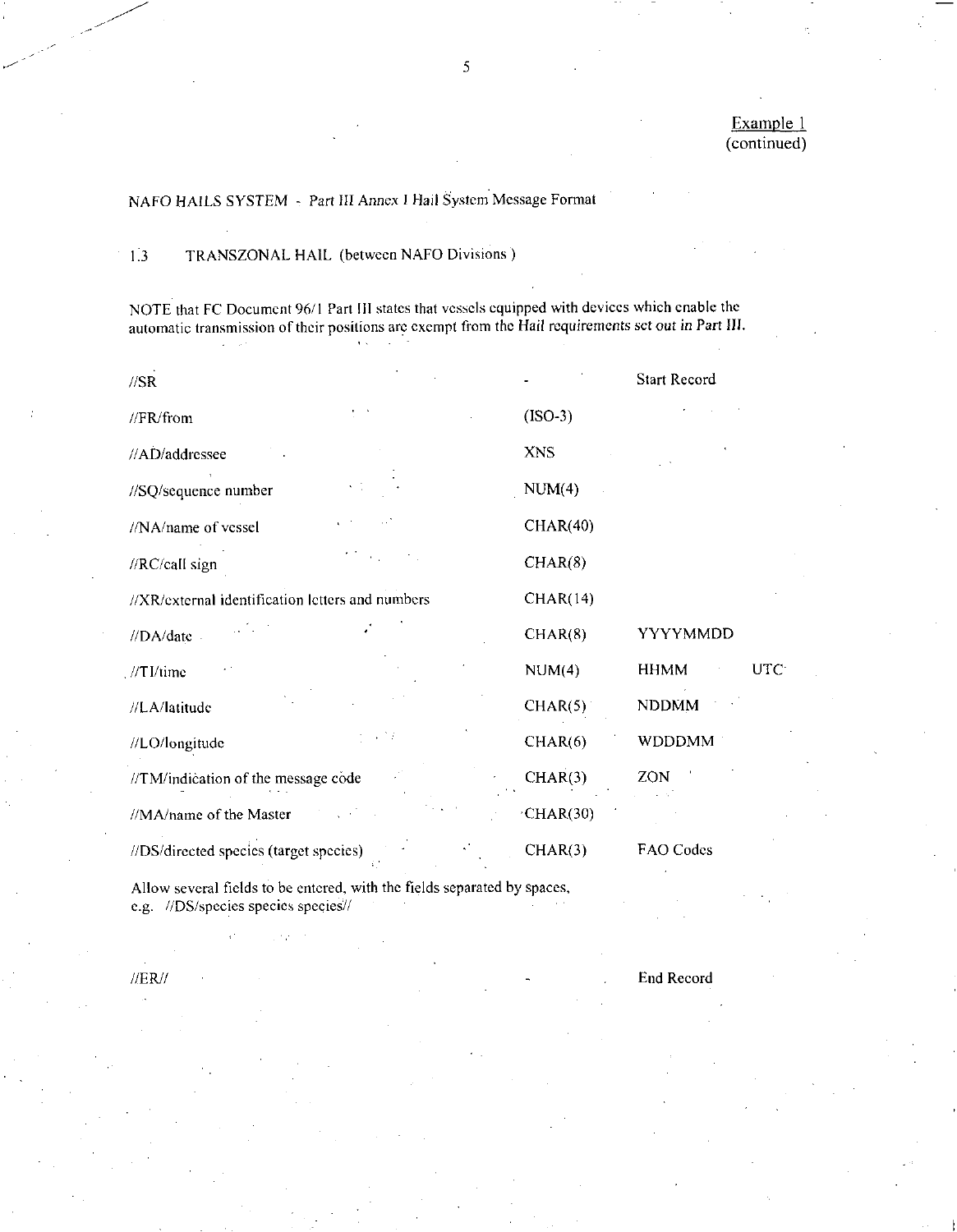Example 1
(continued)

NAFO HAILS SYSTEM - Part III Annex I Hail System Message Format

1.3 TRANSZONAL HAIL (between NAFO Divisions)

NOTE that FC Document 96/1 Part III states that vessels equipped with devices which enable the automatic transmission of their positions are exempt from the Hail requirements set out in Part III.

| | | | |
|---|---|---|---|
| //SR | - | Start Record | |
| //FR/from | (ISO-3) | | |
| //AD/addressee | XNS | | |
| //SQ/sequence number | NUM(4) | | |
| //NA/name of vessel | CHAR(40) | | |
| //RC/call sign | CHAR(8) | | |
| //XR/external identification letters and numbers | CHAR(14) | | |
| //DA/date | CHAR(8) | YYYYMMDD | |
| //TI/time | NUM(4) | HHMM | UTC |
| //LA/latitude | CHAR(5) | NDDMM | |
| //LO/longitude | CHAR(6) | WDDDMM | |
| //TM/indication of the message code | CHAR(3) | ZON | |
| //MA/name of the Master | CHAR(30) | | |
| //DS/directed species (target species) | CHAR(3) | FAO Codes | |

Allow several fields to be entered, with the fields separated by spaces, e.g. //DS/species species species//

| | | | |
|---|---|---|---|
| //ER// | - | End Record | |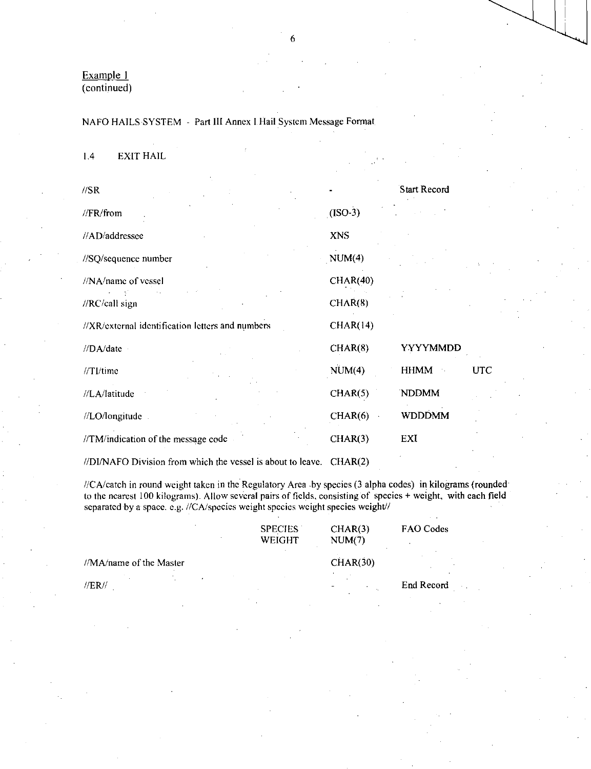Example 1
(continued)

NAFO HAILS SYSTEM - Part III Annex I Hail System Message Format

1.4 EXIT HAIL

| | | | |
|---|---|---|---|
| //SR | - | Start Record | |
| //FR/from | (ISO-3) | | |
| //AD/addressee | XNS | | |
| //SQ/sequence number | NUM(4) | | |
| //NA/name of vessel | CHAR(40) | | |
| //RC/call sign | CHAR(8) | | |
| //XR/external identification letters and numbers | CHAR(14) | | |
| //DA/date | CHAR(8) | YYYYMMDD | |
| //TI/time | NUM(4) | HHMM | UTC |
| //LA/latitude | CHAR(5) | NDDMM | |
| //LO/longitude | CHAR(6) | WDDDMM | |
| //TM/indication of the message code | CHAR(3) | EXI | |
| //DI/NAFO Division from which the vessel is about to leave. | CHAR(2) | | |

//CA/catch in round weight taken in the Regulatory Area by species (3 alpha codes) in kilograms (rounded to the nearest 100 kilograms). Allow several pairs of fields, consisting of species + weight, with each field separated by a space. e.g. //CA/species weight species weight species weight//

| | | | |
|---|---|---|---|
| | SPECIES | CHAR(3) | FAO Codes |
| | WEIGHT | NUM(7) | |
| //MA/name of the Master | | CHAR(30) | |
| //ER// | | - | End Record |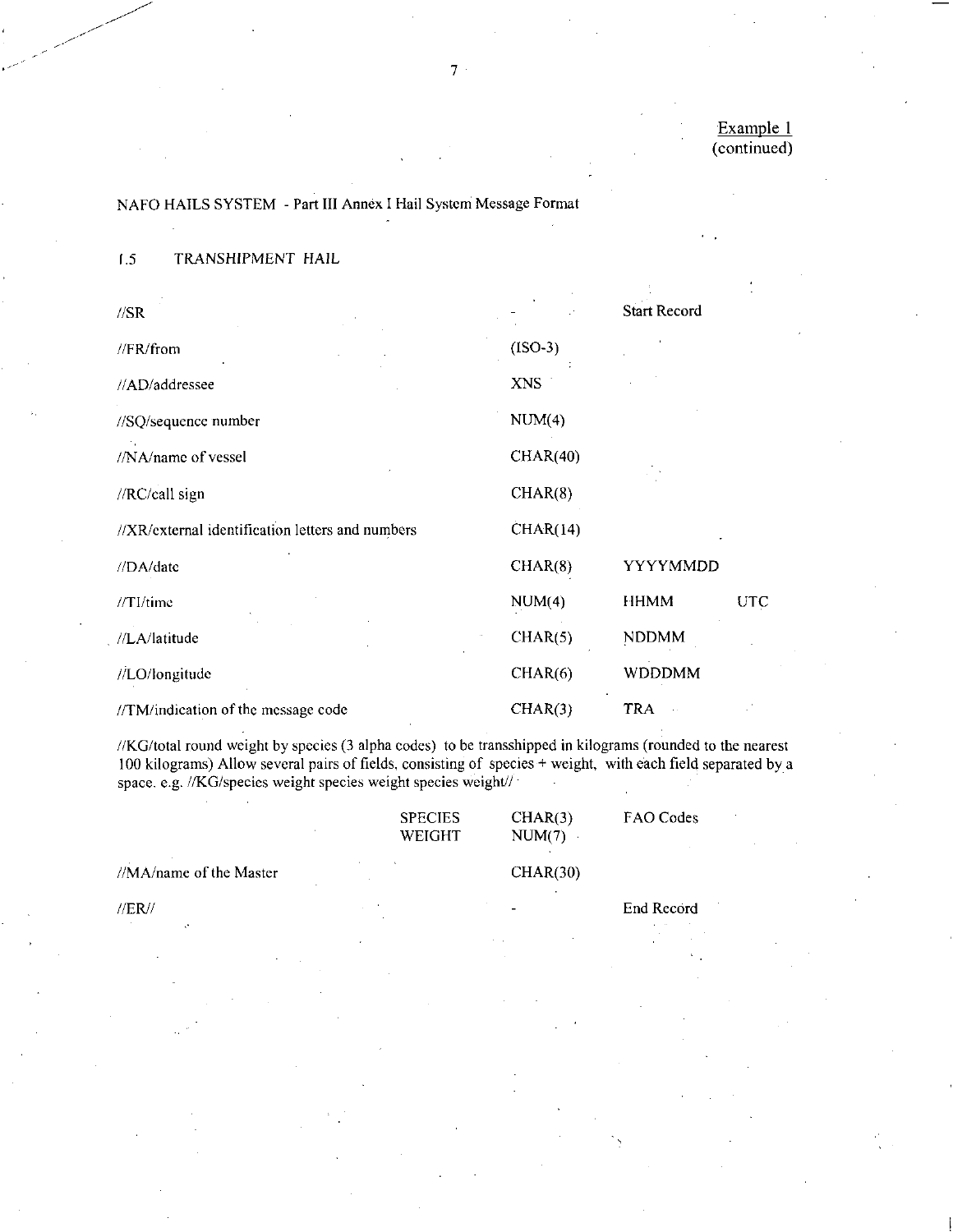Example 1
(continued)

NAFO HAILS SYSTEM - Part III Annex I Hail System Message Format

I.5 TRANSHIPMENT HAIL

| | | | |
|---|---|---|---|
| //SR | - | Start Record | |
| //FR/from | (ISO-3) | | |
| //AD/addressee | XNS | | |
| //SQ/sequence number | NUM(4) | | |
| //NA/name of vessel | CHAR(40) | | |
| //RC/call sign | CHAR(8) | | |
| //XR/external identification letters and numbers | CHAR(14) | | |
| //DA/date | CHAR(8) | YYYYMMDD | |
| //TI/time | NUM(4) | HHMM | UTC |
| //LA/latitude | CHAR(5) | NDDMM | |
| //LO/longitude | CHAR(6) | WDDDMM | |
| //TM/indication of the message code | CHAR(3) | TRA | |

//KG/total round weight by species (3 alpha codes) to be transshipped in kilograms (rounded to the nearest 100 kilograms) Allow several pairs of fields, consisting of species + weight, with each field separated by a space. e.g. //KG/species weight species weight species weight//

| | | | |
|---|---|---|---|
| | SPECIES | CHAR(3) | FAO Codes |
| | WEIGHT | NUM(7) | |

| | | |
|---|---|---|
| //MA/name of the Master | CHAR(30) | |
| //ER// | - | End Record |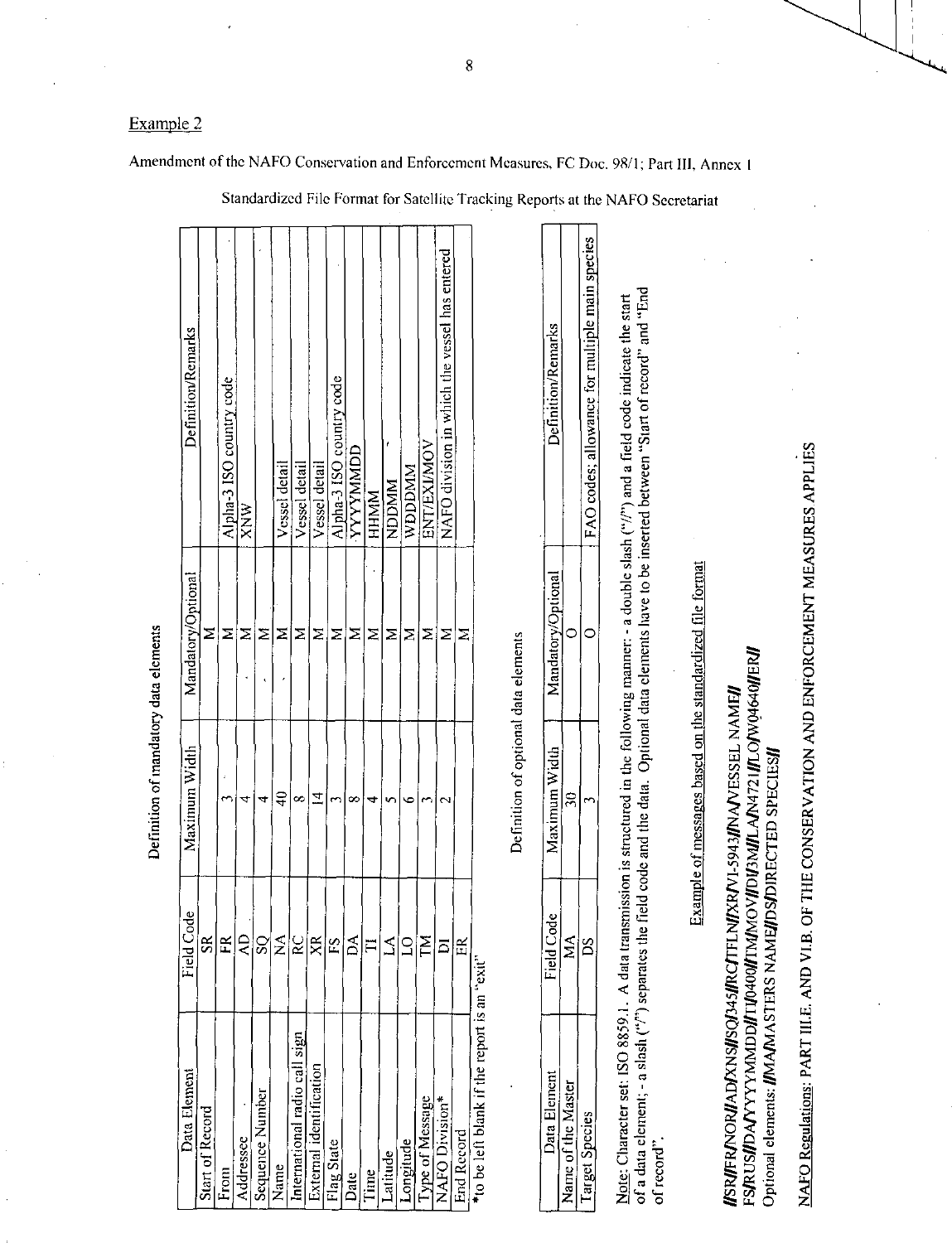Example 2

Amendment of the NAFO Conservation and Enforcement Measures, FC Doc. 98/1; Part III, Annex 1

Standardized File Format for Satellite Tracking Reports at the NAFO Secretariat

Definition of mandatory data elements

| Data Element | Field Code | Maximum Width | Mandatory/Optional | Definition/Remarks |
|---|---|---|---|---|
| Start of Record | SR | | M | |
| From | FR | 3 | M | Alpha-3 ISO country code |
| Addressee | AD | 4 | M | XNW |
| Sequence Number | SQ | 4 | M | |
| Name | NA | 40 | M | Vessel detail |
| International radio call sign | RC | 8 | M | Vessel detail |
| External identification | XR | 14 | M | Vessel detail |
| Flag State | FS | 3 | M | Alpha-3 ISO country code |
| Date | DA | 8 | M | YYYYMMDD |
| Time | TI | 4 | M | HHMM |
| Latitude | LA | 5 | M | NDDMM |
| Longitude | LO | 6 | M | WDDDMM |
| Type of Message | TM | 3 | M | ENT/EXI/MOV |
| NAFO Division* | DI | 2 | M | NAFO division in which the vessel has entered |
| End Record | ER | | M | |

*to be left blank if the report is an "exit"

Definition of optional data elements

| Data Element | Field Code | Maximum Width | Mandatory/Optional | Definition/Remarks |
|---|---|---|---|---|
| Name of the Master | MA | 30 | O | |
| Target Species | DS | 3 | O | FAO codes; allowance for multiple main species |

Note: Character set: ISO 8859.1. A data transmission is structured in the following manner: - a double slash ("//") and a field code indicate the start of a data element; - a slash ("/") separates the field code and the data. Optional data elements have to be inserted between "Start of record" and "End of record".

Example of messages based on the standardized file format

**//SR//FR/NOR//AD/XNS//SQ/345//RC/TFLN//XR/V1-5943//NA/VESSEL NAME// FS/RUS//DA/YYYYMMDD//TI/0400//TM/MOV//DI/3M//LA/N4721//LO/W04640//ER//**
Optional elements: **//MA/MASTERS NAME//DS/DIRECTED SPECIES//**

NAFO Regulations: PART III.E. AND VI.B. OF THE CONSERVATION AND ENFORCEMENT MEASURES APPLIES